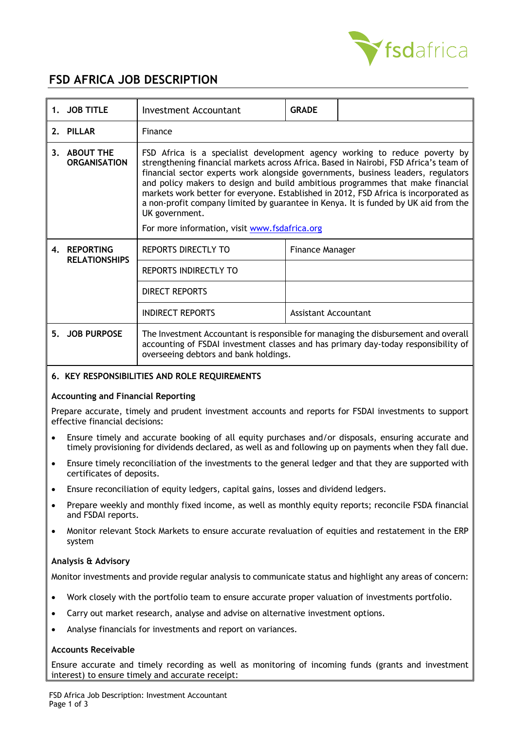# FSD AFRICA JOB DESCRIPTION

| | | | |
|---|---|---|---|
| **1. JOB TITLE** | Investment Accountant | **GRADE** | |
| **2. PILLAR** | Finance | | |
| **3. ABOUT THE ORGANISATION** | FSD Africa is a specialist development agency working to reduce poverty by strengthening financial markets across Africa. Based in Nairobi, FSD Africa's team of financial sector experts work alongside governments, business leaders, regulators and policy makers to design and build ambitious programmes that make financial markets work better for everyone. Established in 2012, FSD Africa is incorporated as a non-profit company limited by guarantee in Kenya. It is funded by UK aid from the UK government. For more information, visit www.fsdafrica.org | | |
| **4. REPORTING RELATIONSHIPS** | REPORTS DIRECTLY TO | Finance Manager | |
| | REPORTS INDIRECTLY TO | | |
| | DIRECT REPORTS | | |
| | INDIRECT REPORTS | Assistant Accountant | |
| **5. JOB PURPOSE** | The Investment Accountant is responsible for managing the disbursement and overall accounting of FSDAI investment classes and has primary day-today responsibility of overseeing debtors and bank holdings. | | |

## 6. KEY RESPONSIBILITIES AND ROLE REQUIREMENTS

**Accounting and Financial Reporting**

Prepare accurate, timely and prudent investment accounts and reports for FSDAI investments to support effective financial decisions:

- Ensure timely and accurate booking of all equity purchases and/or disposals, ensuring accurate and timely provisioning for dividends declared, as well as and following up on payments when they fall due.
- Ensure timely reconciliation of the investments to the general ledger and that they are supported with certificates of deposits.
- Ensure reconciliation of equity ledgers, capital gains, losses and dividend ledgers.
- Prepare weekly and monthly fixed income, as well as monthly equity reports; reconcile FSDA financial and FSDAI reports.
- Monitor relevant Stock Markets to ensure accurate revaluation of equities and restatement in the ERP system

**Analysis & Advisory**

Monitor investments and provide regular analysis to communicate status and highlight any areas of concern:

- Work closely with the portfolio team to ensure accurate proper valuation of investments portfolio.
- Carry out market research, analyse and advise on alternative investment options.
- Analyse financials for investments and report on variances.

**Accounts Receivable**

Ensure accurate and timely recording as well as monitoring of incoming funds (grants and investment interest) to ensure timely and accurate receipt: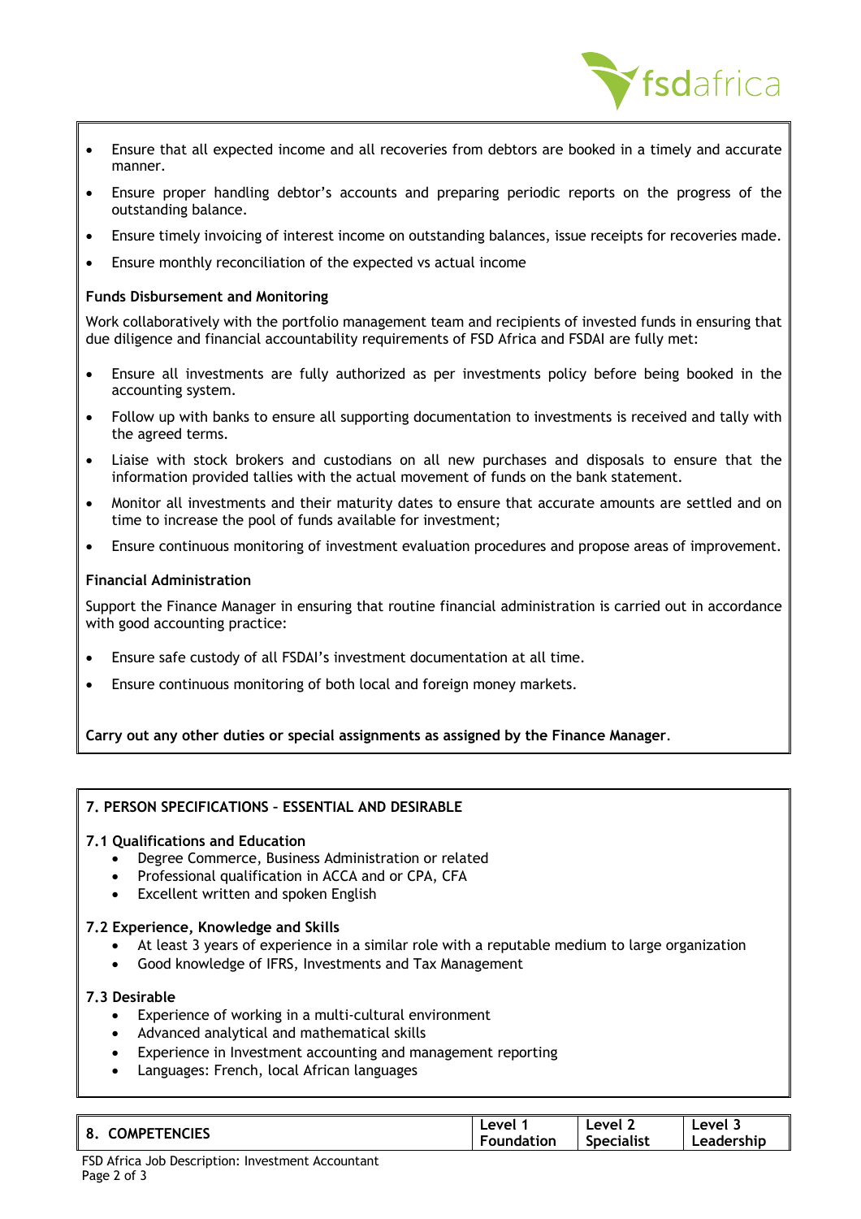- Ensure that all expected income and all recoveries from debtors are booked in a timely and accurate manner.
- Ensure proper handling debtor's accounts and preparing periodic reports on the progress of the outstanding balance.
- Ensure timely invoicing of interest income on outstanding balances, issue receipts for recoveries made.
- Ensure monthly reconciliation of the expected vs actual income

**Funds Disbursement and Monitoring**

Work collaboratively with the portfolio management team and recipients of invested funds in ensuring that due diligence and financial accountability requirements of FSD Africa and FSDAI are fully met:

- Ensure all investments are fully authorized as per investments policy before being booked in the accounting system.
- Follow up with banks to ensure all supporting documentation to investments is received and tally with the agreed terms.
- Liaise with stock brokers and custodians on all new purchases and disposals to ensure that the information provided tallies with the actual movement of funds on the bank statement.
- Monitor all investments and their maturity dates to ensure that accurate amounts are settled and on time to increase the pool of funds available for investment;
- Ensure continuous monitoring of investment evaluation procedures and propose areas of improvement.

**Financial Administration**

Support the Finance Manager in ensuring that routine financial administration is carried out in accordance with good accounting practice:

- Ensure safe custody of all FSDAI's investment documentation at all time.
- Ensure continuous monitoring of both local and foreign money markets.

**Carry out any other duties or special assignments as assigned by the Finance Manager**.

## 7. PERSON SPECIFICATIONS – ESSENTIAL AND DESIRABLE

### 7.1 Qualifications and Education

- Degree Commerce, Business Administration or related
- Professional qualification in ACCA and or CPA, CFA
- Excellent written and spoken English

### 7.2 Experience, Knowledge and Skills

- At least 3 years of experience in a similar role with a reputable medium to large organization
- Good knowledge of IFRS, Investments and Tax Management

### 7.3 Desirable

- Experience of working in a multi-cultural environment
- Advanced analytical and mathematical skills
- Experience in Investment accounting and management reporting
- Languages: French, local African languages

| 8. COMPETENCIES | Level 1 Foundation | Level 2 Specialist | Level 3 Leadership |
|---|---|---|---|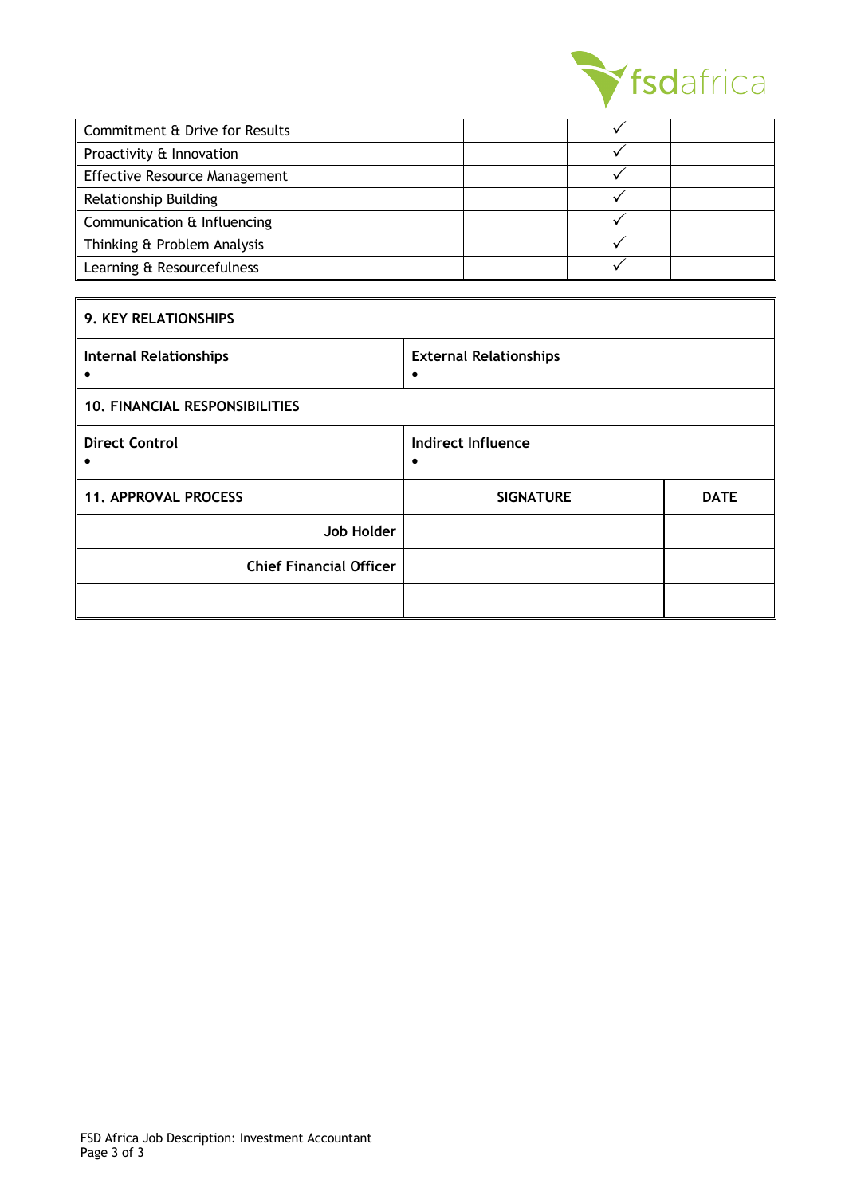| | | | |
|---|---|---|---|
| Commitment & Drive for Results | | ✓ | |
| Proactivity & Innovation | | ✓ | |
| Effective Resource Management | | ✓ | |
| Relationship Building | | ✓ | |
| Communication & Influencing | | ✓ | |
| Thinking & Problem Analysis | | ✓ | |
| Learning & Resourcefulness | | ✓ | |

## 9. KEY RELATIONSHIPS

| Internal Relationships | External Relationships |
|---|---|
| • | • |

## 10. FINANCIAL RESPONSIBILITIES

| Direct Control | Indirect Influence |
|---|---|
| • | • |

## 11. APPROVAL PROCESS

| | SIGNATURE | DATE |
|---|---|---|
| **Job Holder** | | |
| **Chief Financial Officer** | | |
| | | |